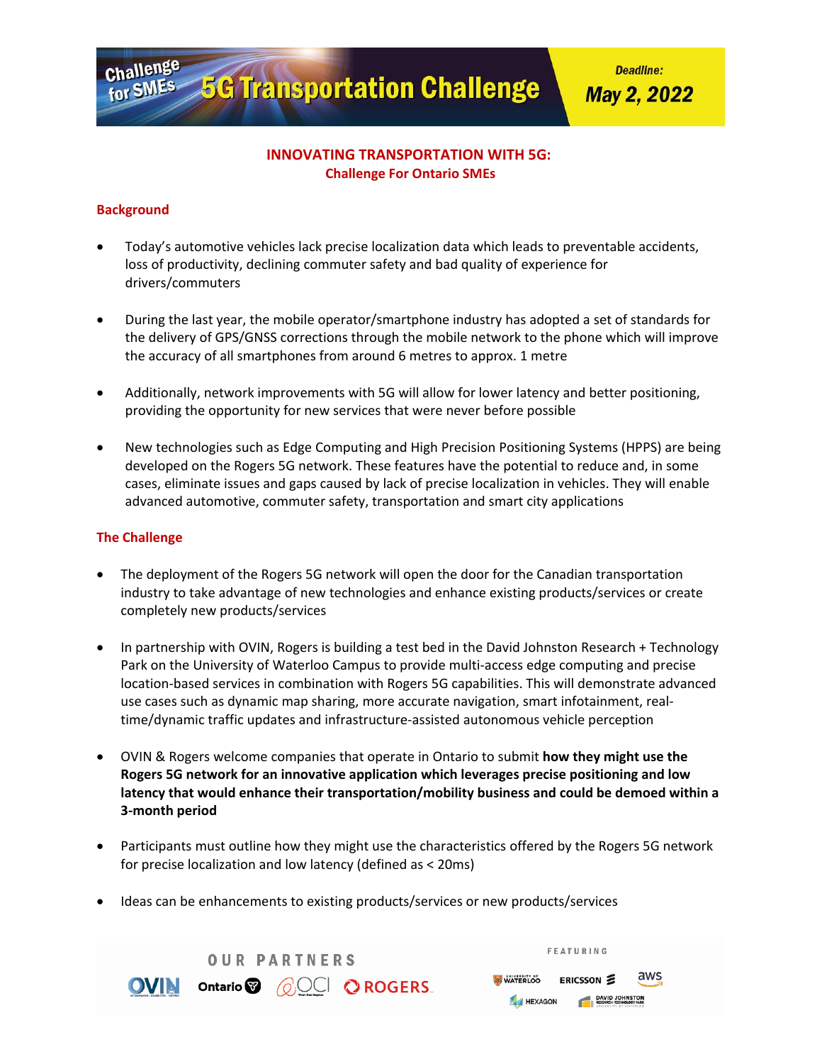Challenge for SMEs

# 5G Transportation Challenge

**Deadline: May 2, 2022**

## INNOVATING TRANSPORTATION WITH 5G: Challenge For Ontario SMEs

### Background

- Today's automotive vehicles lack precise localization data which leads to preventable accidents, loss of productivity, declining commuter safety and bad quality of experience for drivers/commuters
- During the last year, the mobile operator/smartphone industry has adopted a set of standards for the delivery of GPS/GNSS corrections through the mobile network to the phone which will improve the accuracy of all smartphones from around 6 metres to approx. 1 metre
- Additionally, network improvements with 5G will allow for lower latency and better positioning, providing the opportunity for new services that were never before possible
- New technologies such as Edge Computing and High Precision Positioning Systems (HPPS) are being developed on the Rogers 5G network. These features have the potential to reduce and, in some cases, eliminate issues and gaps caused by lack of precise localization in vehicles. They will enable advanced automotive, commuter safety, transportation and smart city applications

### The Challenge

- The deployment of the Rogers 5G network will open the door for the Canadian transportation industry to take advantage of new technologies and enhance existing products/services or create completely new products/services
- In partnership with OVIN, Rogers is building a test bed in the David Johnston Research + Technology Park on the University of Waterloo Campus to provide multi-access edge computing and precise location-based services in combination with Rogers 5G capabilities. This will demonstrate advanced use cases such as dynamic map sharing, more accurate navigation, smart infotainment, real-time/dynamic traffic updates and infrastructure-assisted autonomous vehicle perception
- OVIN & Rogers welcome companies that operate in Ontario to submit **how they might use the Rogers 5G network for an innovative application which leverages precise positioning and low latency that would enhance their transportation/mobility business and could be demoed within a 3-month period**
- Participants must outline how they might use the characteristics offered by the Rogers 5G network for precise localization and low latency (defined as < 20ms)
- Ideas can be enhancements to existing products/services or new products/services

OUR PARTNERS: OVIN, Ontario, OCI, ROGERS

FEATURING: University of Waterloo, Ericsson, aws, Hexagon, David Johnston Research + Technology Park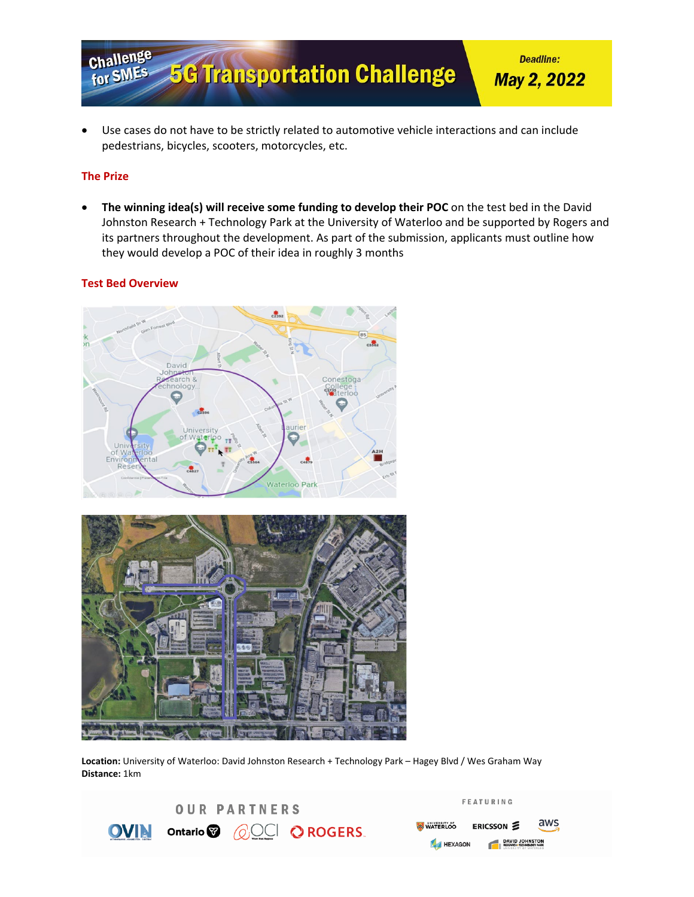- Use cases do not have to be strictly related to automotive vehicle interactions and can include pedestrians, bicycles, scooters, motorcycles, etc.

## The Prize

- **The winning idea(s) will receive some funding to develop their POC** on the test bed in the David Johnston Research + Technology Park at the University of Waterloo and be supported by Rogers and its partners throughout the development. As part of the submission, applicants must outline how they would develop a POC of their idea in roughly 3 months

## Test Bed Overview

**Location:** University of Waterloo: David Johnston Research + Technology Park – Hagey Blvd / Wes Graham Way
**Distance:** 1km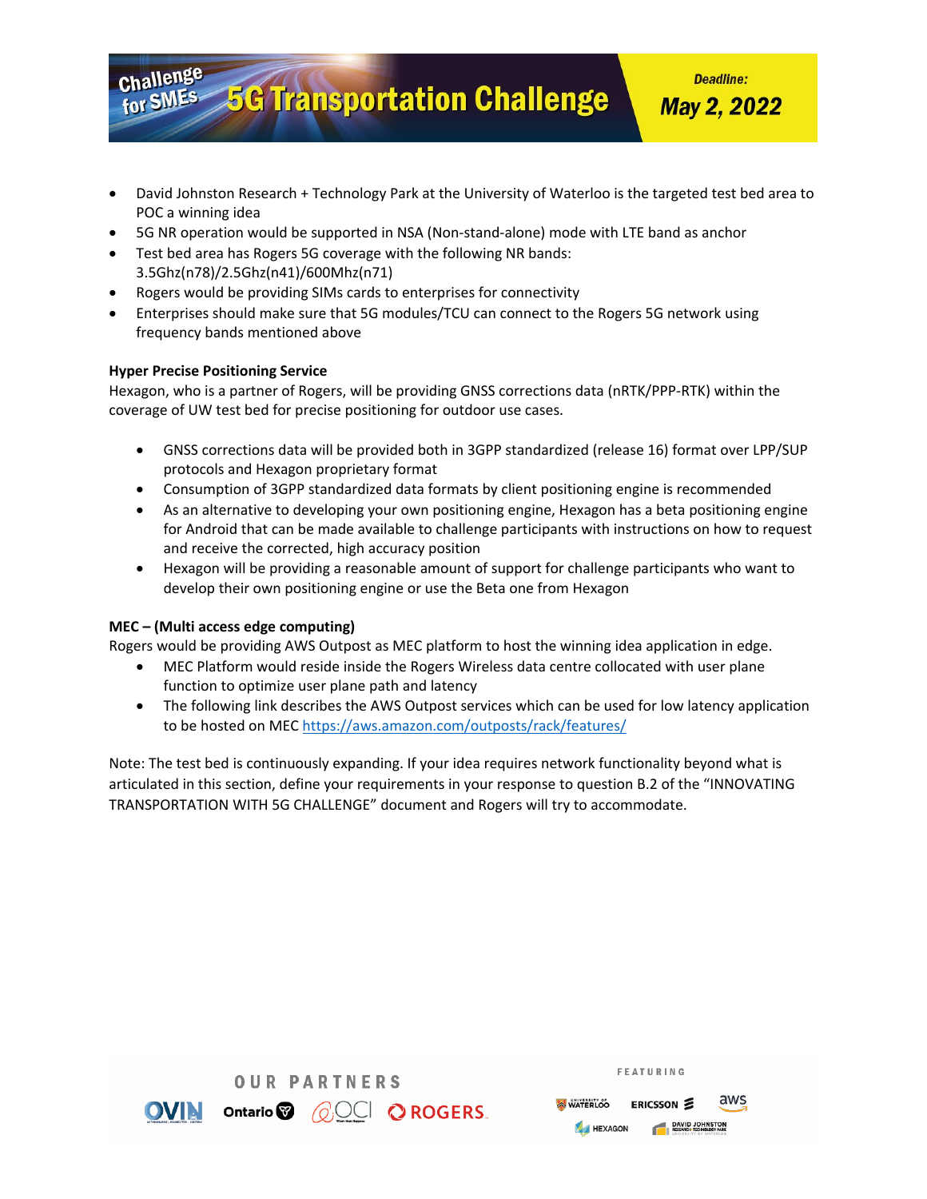- David Johnston Research + Technology Park at the University of Waterloo is the targeted test bed area to POC a winning idea
- 5G NR operation would be supported in NSA (Non-stand-alone) mode with LTE band as anchor
- Test bed area has Rogers 5G coverage with the following NR bands: 3.5Ghz(n78)/2.5Ghz(n41)/600Mhz(n71)
- Rogers would be providing SIMs cards to enterprises for connectivity
- Enterprises should make sure that 5G modules/TCU can connect to the Rogers 5G network using frequency bands mentioned above

**Hyper Precise Positioning Service**

Hexagon, who is a partner of Rogers, will be providing GNSS corrections data (nRTK/PPP-RTK) within the coverage of UW test bed for precise positioning for outdoor use cases.

- GNSS corrections data will be provided both in 3GPP standardized (release 16) format over LPP/SUP protocols and Hexagon proprietary format
- Consumption of 3GPP standardized data formats by client positioning engine is recommended
- As an alternative to developing your own positioning engine, Hexagon has a beta positioning engine for Android that can be made available to challenge participants with instructions on how to request and receive the corrected, high accuracy position
- Hexagon will be providing a reasonable amount of support for challenge participants who want to develop their own positioning engine or use the Beta one from Hexagon

**MEC – (Multi access edge computing)**

Rogers would be providing AWS Outpost as MEC platform to host the winning idea application in edge.

- MEC Platform would reside inside the Rogers Wireless data centre collocated with user plane function to optimize user plane path and latency
- The following link describes the AWS Outpost services which can be used for low latency application to be hosted on MEC https://aws.amazon.com/outposts/rack/features/

Note: The test bed is continuously expanding. If your idea requires network functionality beyond what is articulated in this section, define your requirements in your response to question B.2 of the "INNOVATING TRANSPORTATION WITH 5G CHALLENGE" document and Rogers will try to accommodate.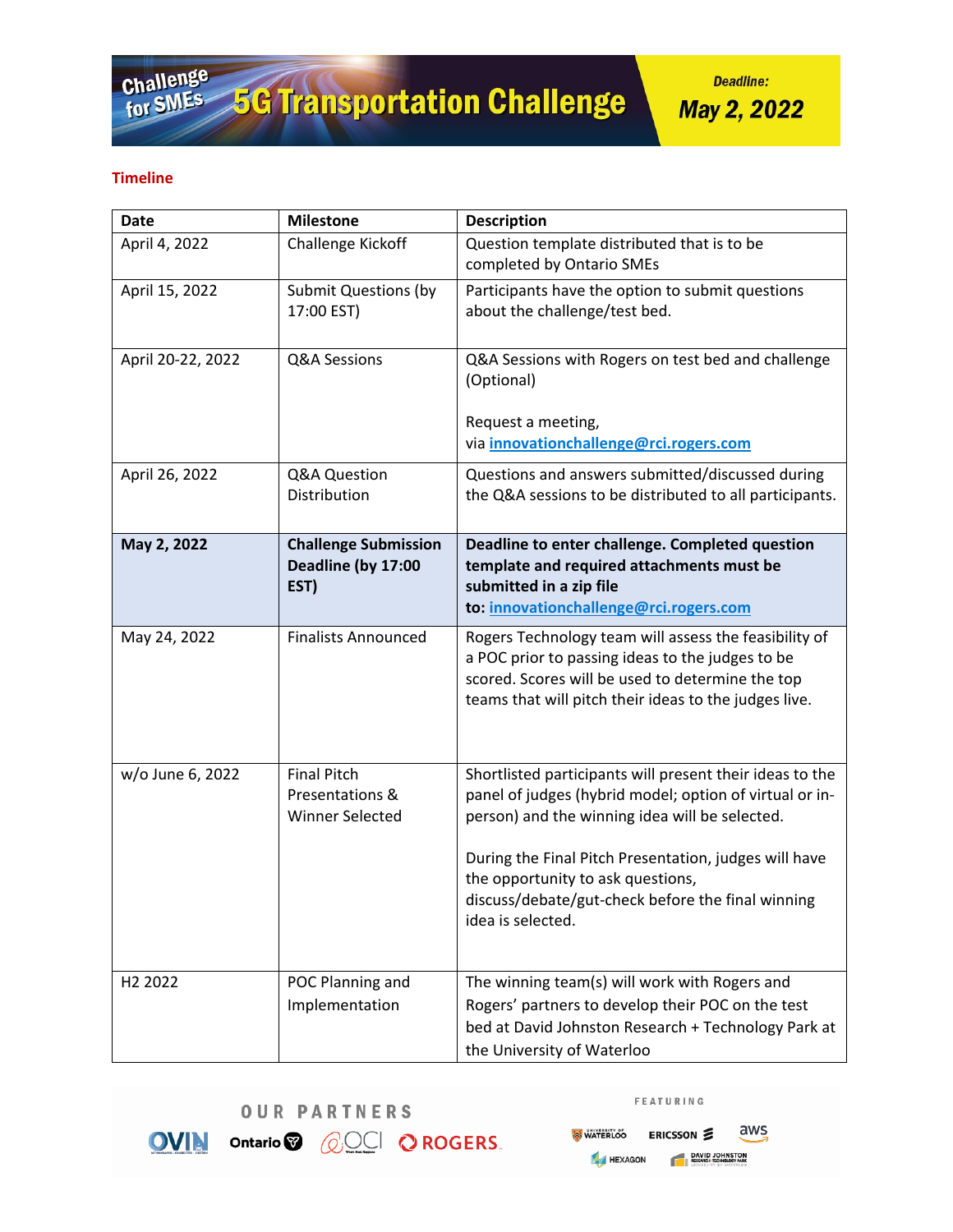## Timeline

| Date | Milestone | Description |
|---|---|---|
| April 4, 2022 | Challenge Kickoff | Question template distributed that is to be completed by Ontario SMEs |
| April 15, 2022 | Submit Questions (by 17:00 EST) | Participants have the option to submit questions about the challenge/test bed. |
| April 20-22, 2022 | Q&A Sessions | Q&A Sessions with Rogers on test bed and challenge (Optional)<br><br>Request a meeting, via innovationchallenge@rci.rogers.com |
| April 26, 2022 | Q&A Question Distribution | Questions and answers submitted/discussed during the Q&A sessions to be distributed to all participants. |
| **May 2, 2022** | **Challenge Submission Deadline (by 17:00 EST)** | **Deadline to enter challenge. Completed question template and required attachments must be submitted in a zip file to: innovationchallenge@rci.rogers.com** |
| May 24, 2022 | Finalists Announced | Rogers Technology team will assess the feasibility of a POC prior to passing ideas to the judges to be scored. Scores will be used to determine the top teams that will pitch their ideas to the judges live. |
| w/o June 6, 2022 | Final Pitch Presentations & Winner Selected | Shortlisted participants will present their ideas to the panel of judges (hybrid model; option of virtual or in-person) and the winning idea will be selected.<br><br>During the Final Pitch Presentation, judges will have the opportunity to ask questions, discuss/debate/gut-check before the final winning idea is selected. |
| H2 2022 | POC Planning and Implementation | The winning team(s) will work with Rogers and Rogers' partners to develop their POC on the test bed at David Johnston Research + Technology Park at the University of Waterloo |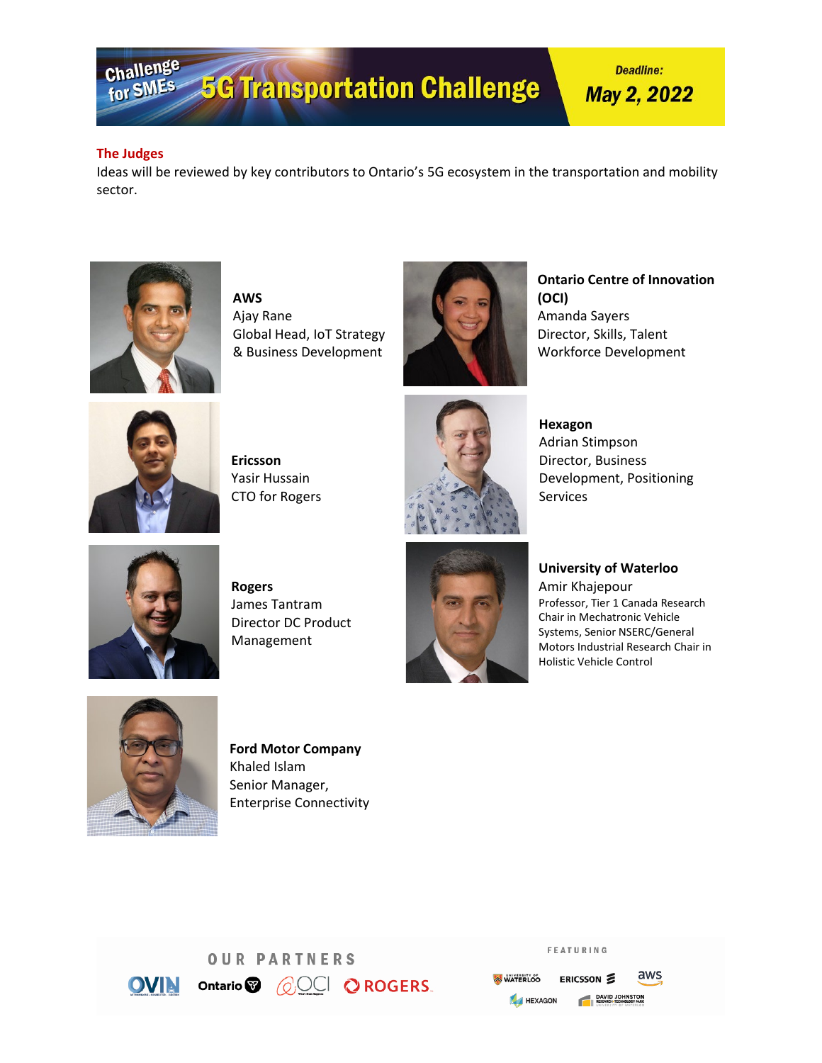**Challenge for SMEs — 5G Transportation Challenge**

**Deadline: May 2, 2022**

## The Judges

Ideas will be reviewed by key contributors to Ontario's 5G ecosystem in the transportation and mobility sector.

**AWS**
Ajay Rane
Global Head, IoT Strategy & Business Development

**Ontario Centre of Innovation (OCI)**
Amanda Sayers
Director, Skills, Talent Workforce Development

**Ericsson**
Yasir Hussain
CTO for Rogers

**Hexagon**
Adrian Stimpson
Director, Business Development, Positioning Services

**Rogers**
James Tantram
Director DC Product Management

**University of Waterloo**
Amir Khajepour
Professor, Tier 1 Canada Research Chair in Mechatronic Vehicle Systems, Senior NSERC/General Motors Industrial Research Chair in Holistic Vehicle Control

**Ford Motor Company**
Khaled Islam
Senior Manager, Enterprise Connectivity

OUR PARTNERS

OVIN · Ontario · OCI · ROGERS

FEATURING

University of Waterloo · Ericsson · aws · Hexagon · David Johnston Research + Technology Park